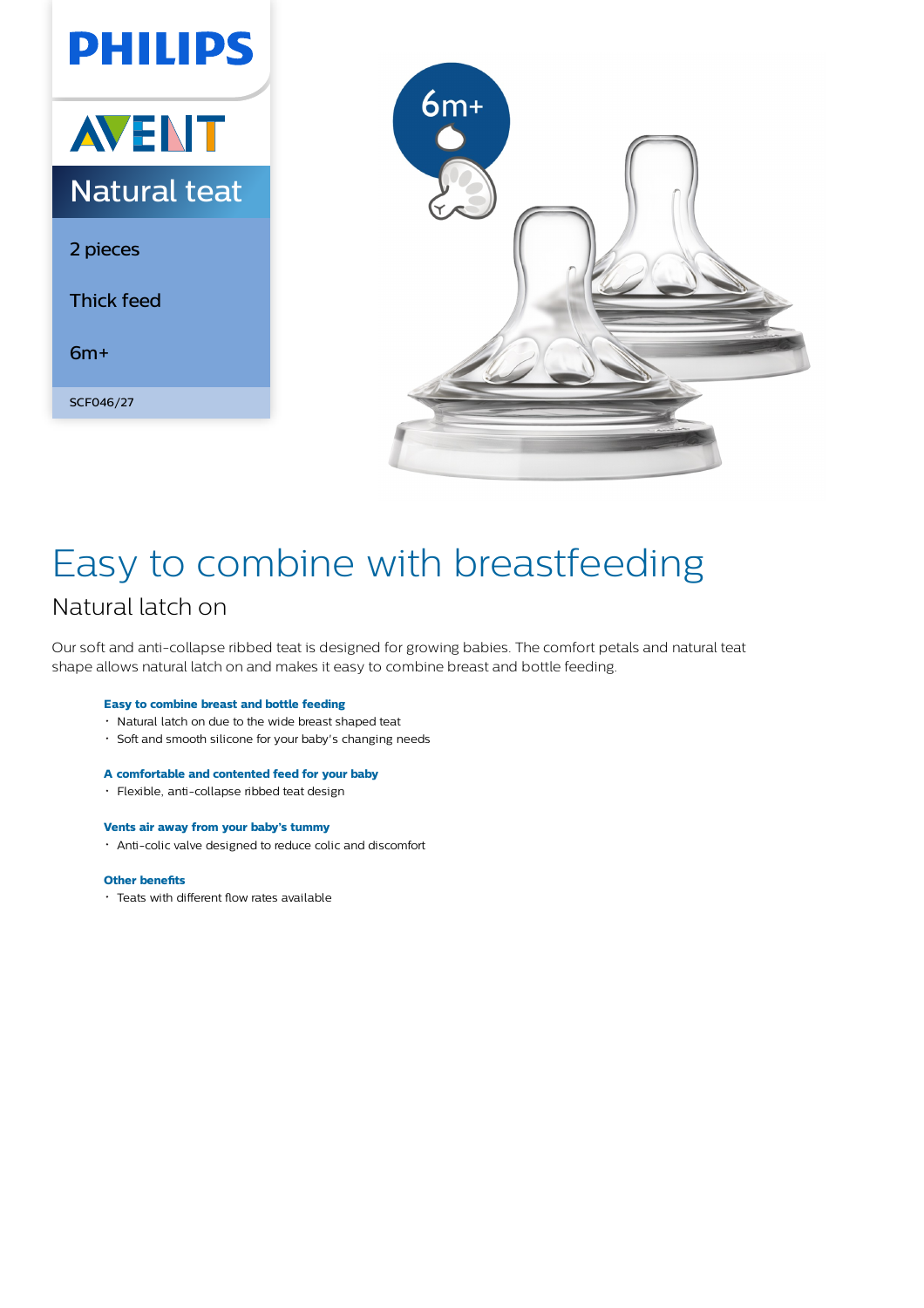PHILIPS

AVENT

# Natural teat

2 pieces

Thick feed

6m+

SCF046/27

6m+

# Easy to combine with breastfeeding

## Natural latch on

Our soft and anti-collapse ribbed teat is designed for growing babies. The comfort petals and natural teat shape allows natural latch on and makes it easy to combine breast and bottle feeding.

**Easy to combine breast and bottle feeding**

- Natural latch on due to the wide breast shaped teat
- Soft and smooth silicone for your baby's changing needs

**A comfortable and contented feed for your baby**

- Flexible, anti-collapse ribbed teat design

**Vents air away from your baby's tummy**

- Anti-colic valve designed to reduce colic and discomfort

**Other benefits**

- Teats with different flow rates available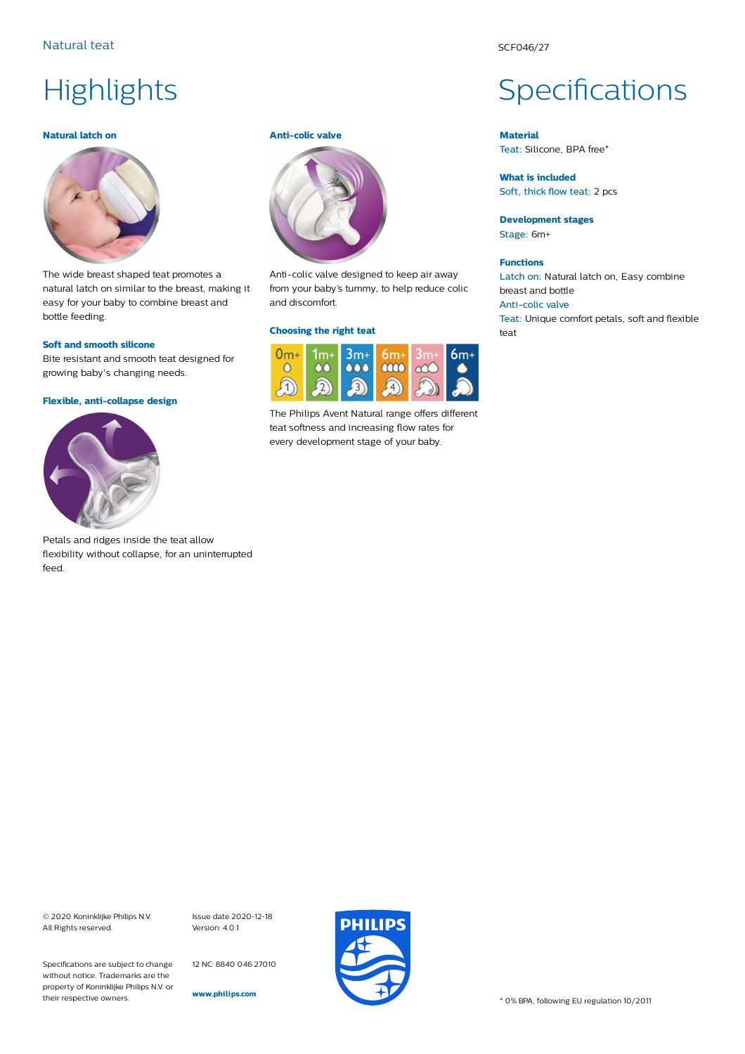Natural teat

SCF046/27

# Highlights

### Natural latch on

The wide breast shaped teat promotes a natural latch on similar to the breast, making it easy for your baby to combine breast and bottle feeding.

### Soft and smooth silicone

Bite resistant and smooth teat designed for growing baby's changing needs.

### Flexible, anti-collapse design

Petals and ridges inside the teat allow flexibility without collapse, for an uninterrupted feed.

### Anti-colic valve

Anti-colic valve designed to keep air away from your baby's tummy, to help reduce colic and discomfort.

### Choosing the right teat

0m+ 1m+ 3m+ 6m+ 3m+ 6m+

The Philips Avent Natural range offers different teat softness and increasing flow rates for every development stage of your baby.

# Specifications

**Material**
Teat: Silicone, BPA free*

**What is included**
Soft, thick flow teat: 2 pcs

**Development stages**
Stage: 6m+

**Functions**
Latch on: Natural latch on, Easy combine breast and bottle
Anti-colic valve
Teat: Unique comfort petals, soft and flexible teat

\* 0% BPA, following EU regulation 10/2011

© 2020 Koninklijke Philips N.V.
All Rights reserved.

Specifications are subject to change without notice. Trademarks are the property of Koninklijke Philips N.V. or their respective owners.

Issue date 2020-12-18
Version: 4.0.1

12 NC: 8840 046 27010

www.philips.com

PHILIPS